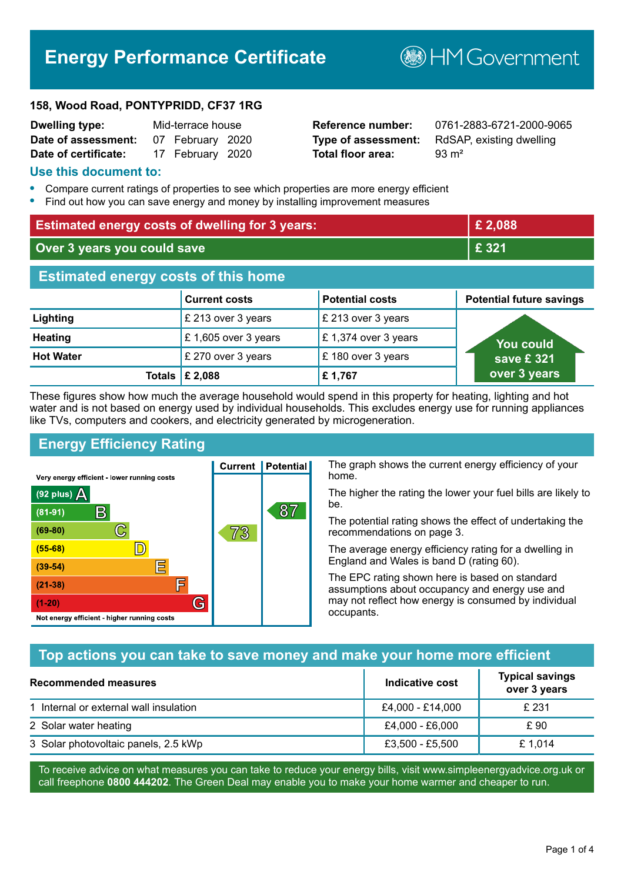# Energy Performance Certificate

HM Government

**158, Wood Road, PONTYPRIDD, CF37 1RG**

| | | | |
|---|---|---|---|
| **Dwelling type:** | Mid-terrace house | **Reference number:** | 0761-2883-6721-2000-9065 |
| **Date of assessment:** | 07 February 2020 | **Type of assessment:** | RdSAP, existing dwelling |
| **Date of certificate:** | 17 February 2020 | **Total floor area:** | 93 m² |

## Use this document to:

- Compare current ratings of properties to see which properties are more energy efficient
- Find out how you can save energy and money by installing improvement measures

| | |
|---|---|
| **Estimated energy costs of dwelling for 3 years:** | **£ 2,088** |
| **Over 3 years you could save** | **£ 321** |

## Estimated energy costs of this home

| | Current costs | Potential costs | Potential future savings |
|---|---|---|---|
| **Lighting** | £ 213 over 3 years | £ 213 over 3 years | You could save £ 321 over 3 years |
| **Heating** | £ 1,605 over 3 years | £ 1,374 over 3 years | |
| **Hot Water** | £ 270 over 3 years | £ 180 over 3 years | |
| **Totals** | **£ 2,088** | **£ 1,767** | |

These figures show how much the average household would spend in this property for heating, lighting and hot water and is not based on energy used by individual households. This excludes energy use for running appliances like TVs, computers and cookers, and electricity generated by microgeneration.

## Energy Efficiency Rating

| Rating | Current | Potential |
|---|---|---|
| Very energy efficient - lower running costs | | |
| (92 plus) A | | |
| (81-91) B | | 87 |
| (69-80) C | 73 | |
| (55-68) D | | |
| (39-54) E | | |
| (21-38) F | | |
| (1-20) G | | |
| Not energy efficient - higher running costs | | |

The graph shows the current energy efficiency of your home.

The higher the rating the lower your fuel bills are likely to be.

The potential rating shows the effect of undertaking the recommendations on page 3.

The average energy efficiency rating for a dwelling in England and Wales is band D (rating 60).

The EPC rating shown here is based on standard assumptions about occupancy and energy use and may not reflect how energy is consumed by individual occupants.

## Top actions you can take to save money and make your home more efficient

| Recommended measures | Indicative cost | Typical savings over 3 years |
|---|---|---|
| 1 Internal or external wall insulation | £4,000 - £14,000 | £ 231 |
| 2 Solar water heating | £4,000 - £6,000 | £ 90 |
| 3 Solar photovoltaic panels, 2.5 kWp | £3,500 - £5,500 | £ 1,014 |

To receive advice on what measures you can take to reduce your energy bills, visit www.simpleenergyadvice.org.uk or call freephone **0800 444202**. The Green Deal may enable you to make your home warmer and cheaper to run.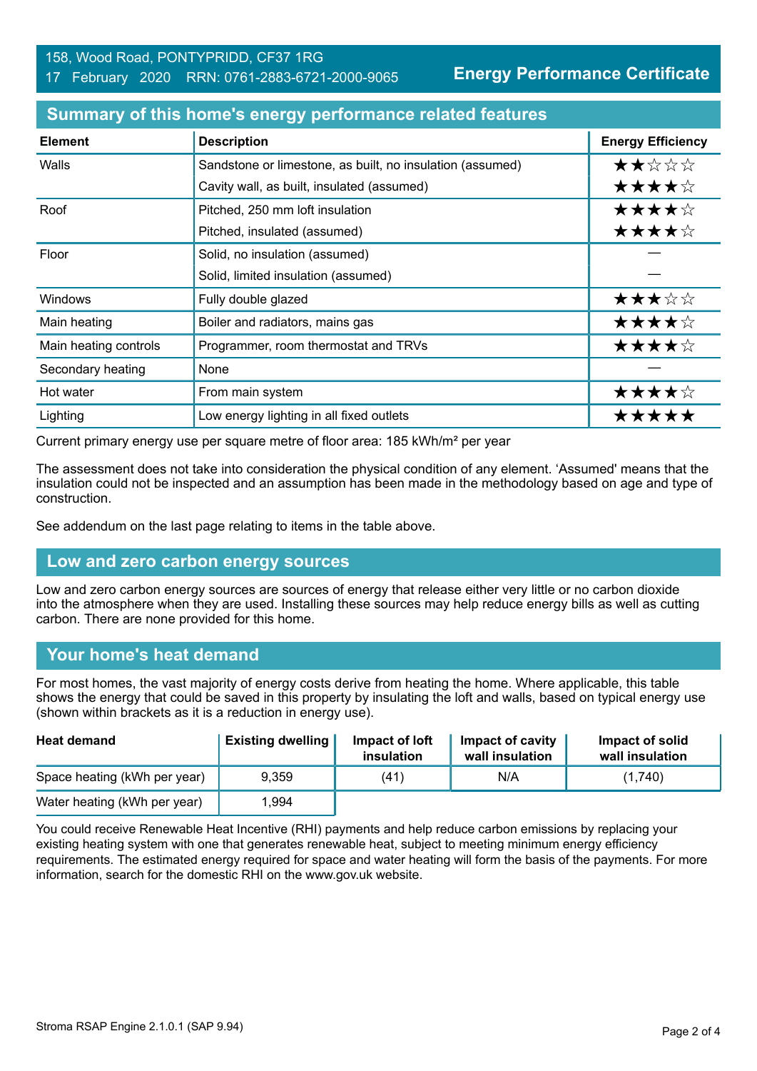158, Wood Road, PONTYPRIDD, CF37 1RG
17 February 2020 RRN: 0761-2883-6721-2000-9065

**Energy Performance Certificate**

## Summary of this home's energy performance related features

| Element | Description | Energy Efficiency |
|---|---|---|
| Walls | Sandstone or limestone, as built, no insulation (assumed) | ★★☆☆☆ |
| | Cavity wall, as built, insulated (assumed) | ★★★★☆ |
| Roof | Pitched, 250 mm loft insulation | ★★★★☆ |
| | Pitched, insulated (assumed) | ★★★★☆ |
| Floor | Solid, no insulation (assumed) | — |
| | Solid, limited insulation (assumed) | — |
| Windows | Fully double glazed | ★★★☆☆ |
| Main heating | Boiler and radiators, mains gas | ★★★★☆ |
| Main heating controls | Programmer, room thermostat and TRVs | ★★★★☆ |
| Secondary heating | None | — |
| Hot water | From main system | ★★★★☆ |
| Lighting | Low energy lighting in all fixed outlets | ★★★★★ |

Current primary energy use per square metre of floor area: 185 kWh/m² per year

The assessment does not take into consideration the physical condition of any element. 'Assumed' means that the insulation could not be inspected and an assumption has been made in the methodology based on age and type of construction.

See addendum on the last page relating to items in the table above.

## Low and zero carbon energy sources

Low and zero carbon energy sources are sources of energy that release either very little or no carbon dioxide into the atmosphere when they are used. Installing these sources may help reduce energy bills as well as cutting carbon. There are none provided for this home.

## Your home's heat demand

For most homes, the vast majority of energy costs derive from heating the home. Where applicable, this table shows the energy that could be saved in this property by insulating the loft and walls, based on typical energy use (shown within brackets as it is a reduction in energy use).

| Heat demand | Existing dwelling | Impact of loft insulation | Impact of cavity wall insulation | Impact of solid wall insulation |
|---|---|---|---|---|
| Space heating (kWh per year) | 9,359 | (41) | N/A | (1,740) |
| Water heating (kWh per year) | 1,994 | | | |

You could receive Renewable Heat Incentive (RHI) payments and help reduce carbon emissions by replacing your existing heating system with one that generates renewable heat, subject to meeting minimum energy efficiency requirements. The estimated energy required for space and water heating will form the basis of the payments. For more information, search for the domestic RHI on the www.gov.uk website.

Stroma RSAP Engine 2.1.0.1 (SAP 9.94)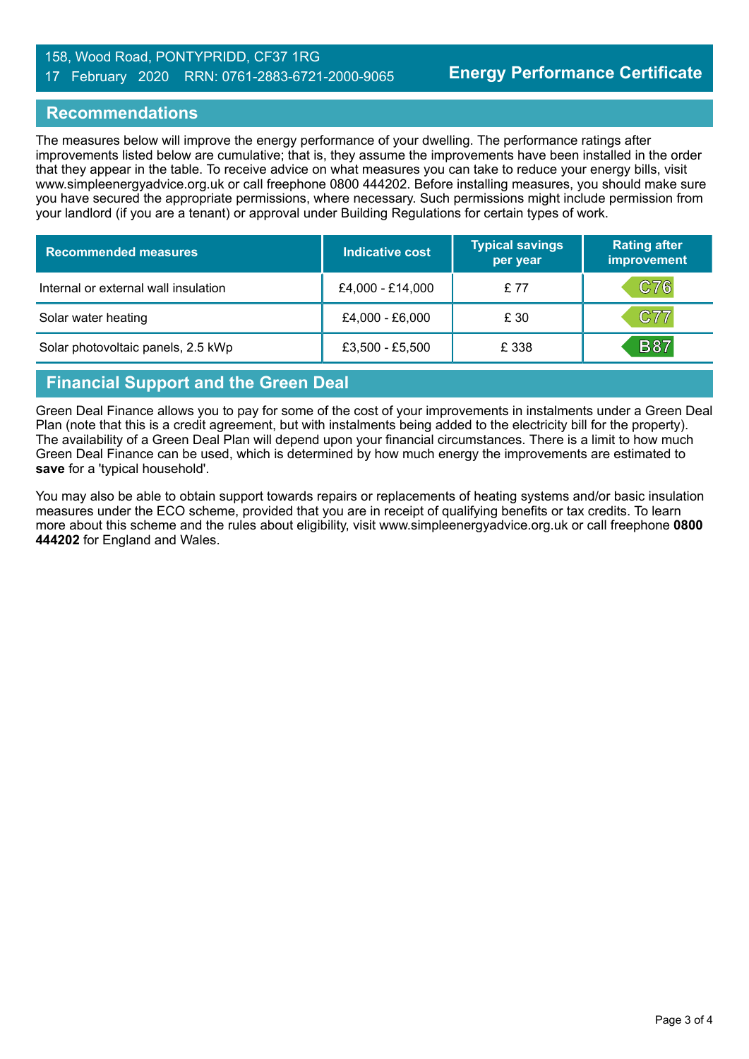158, Wood Road, PONTYPRIDD, CF37 1RG
17 February 2020 RRN: 0761-2883-6721-2000-9065

**Energy Performance Certificate**

## Recommendations

The measures below will improve the energy performance of your dwelling. The performance ratings after improvements listed below are cumulative; that is, they assume the improvements have been installed in the order that they appear in the table. To receive advice on what measures you can take to reduce your energy bills, visit www.simpleenergyadvice.org.uk or call freephone 0800 444202. Before installing measures, you should make sure you have secured the appropriate permissions, where necessary. Such permissions might include permission from your landlord (if you are a tenant) or approval under Building Regulations for certain types of work.

| Recommended measures | Indicative cost | Typical savings per year | Rating after improvement |
|---|---|---|---|
| Internal or external wall insulation | £4,000 - £14,000 | £ 77 | C76 |
| Solar water heating | £4,000 - £6,000 | £ 30 | C77 |
| Solar photovoltaic panels, 2.5 kWp | £3,500 - £5,500 | £ 338 | B87 |

## Financial Support and the Green Deal

Green Deal Finance allows you to pay for some of the cost of your improvements in instalments under a Green Deal Plan (note that this is a credit agreement, but with instalments being added to the electricity bill for the property). The availability of a Green Deal Plan will depend upon your financial circumstances. There is a limit to how much Green Deal Finance can be used, which is determined by how much energy the improvements are estimated to **save** for a 'typical household'.

You may also be able to obtain support towards repairs or replacements of heating systems and/or basic insulation measures under the ECO scheme, provided that you are in receipt of qualifying benefits or tax credits. To learn more about this scheme and the rules about eligibility, visit www.simpleenergyadvice.org.uk or call freephone **0800 444202** for England and Wales.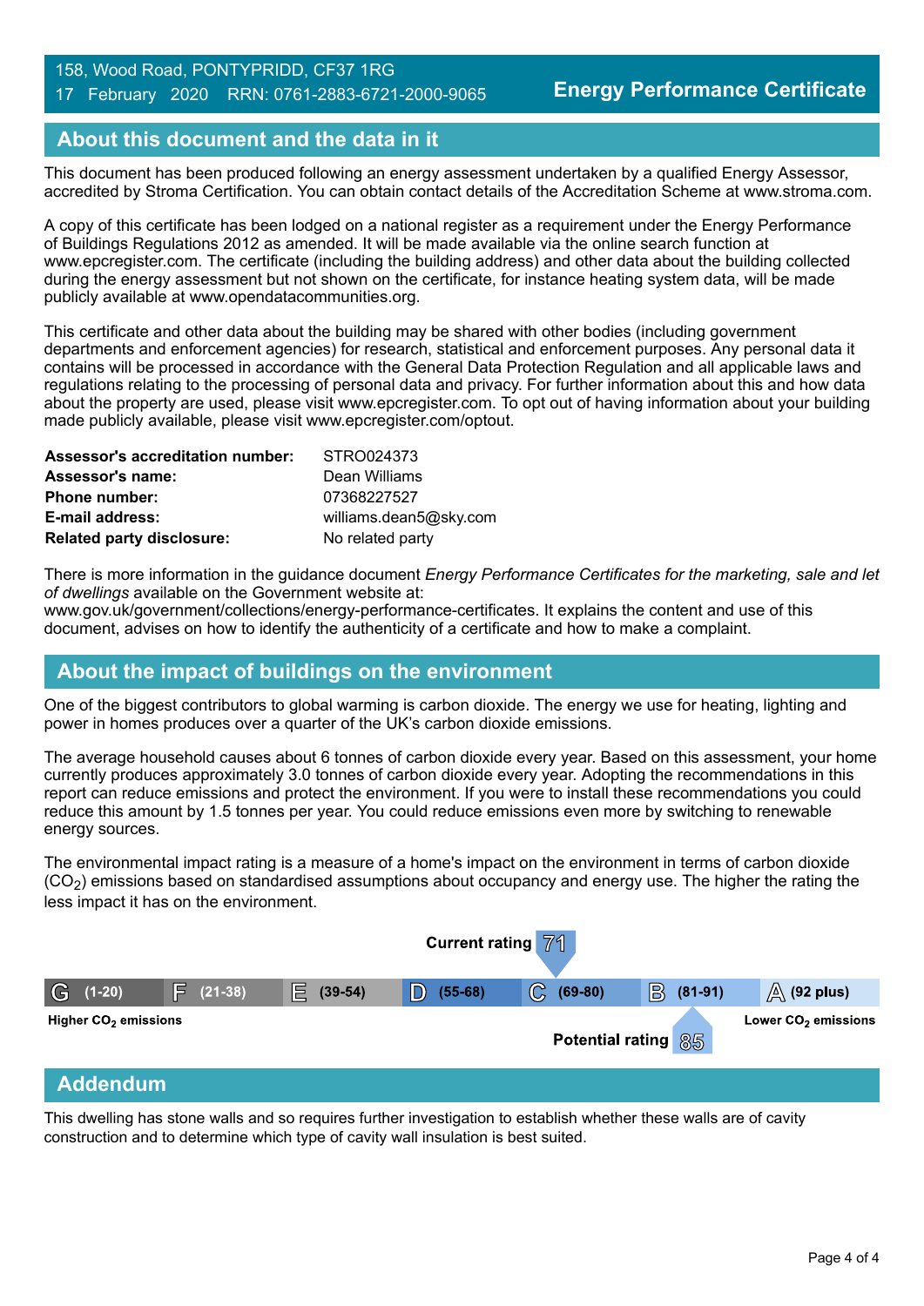158, Wood Road, PONTYPRIDD, CF37 1RG
17 February 2020 RRN: 0761-2883-6721-2000-9065

**Energy Performance Certificate**

## About this document and the data in it

This document has been produced following an energy assessment undertaken by a qualified Energy Assessor, accredited by Stroma Certification. You can obtain contact details of the Accreditation Scheme at www.stroma.com.

A copy of this certificate has been lodged on a national register as a requirement under the Energy Performance of Buildings Regulations 2012 as amended. It will be made available via the online search function at www.epcregister.com. The certificate (including the building address) and other data about the building collected during the energy assessment but not shown on the certificate, for instance heating system data, will be made publicly available at www.opendatacommunities.org.

This certificate and other data about the building may be shared with other bodies (including government departments and enforcement agencies) for research, statistical and enforcement purposes. Any personal data it contains will be processed in accordance with the General Data Protection Regulation and all applicable laws and regulations relating to the processing of personal data and privacy. For further information about this and how data about the property are used, please visit www.epcregister.com. To opt out of having information about your building made publicly available, please visit www.epcregister.com/optout.

| | |
|---|---|
| **Assessor's accreditation number:** | STRO024373 |
| **Assessor's name:** | Dean Williams |
| **Phone number:** | 07368227527 |
| **E-mail address:** | williams.dean5@sky.com |
| **Related party disclosure:** | No related party |

There is more information in the guidance document *Energy Performance Certificates for the marketing, sale and let of dwellings* available on the Government website at: www.gov.uk/government/collections/energy-performance-certificates. It explains the content and use of this document, advises on how to identify the authenticity of a certificate and how to make a complaint.

## About the impact of buildings on the environment

One of the biggest contributors to global warming is carbon dioxide. The energy we use for heating, lighting and power in homes produces over a quarter of the UK's carbon dioxide emissions.

The average household causes about 6 tonnes of carbon dioxide every year. Based on this assessment, your home currently produces approximately 3.0 tonnes of carbon dioxide every year. Adopting the recommendations in this report can reduce emissions and protect the environment. If you were to install these recommendations you could reduce this amount by 1.5 tonnes per year. You could reduce emissions even more by switching to renewable energy sources.

The environmental impact rating is a measure of a home's impact on the environment in terms of carbon dioxide ($CO_2$) emissions based on standardised assumptions about occupancy and energy use. The higher the rating the less impact it has on the environment.

Current rating 71

G (1-20) F (21-38) E (39-54) D (55-68) C (69-80) B (81-91) A (92 plus)

Higher $CO_2$ emissions

Lower $CO_2$ emissions

Potential rating 85

## Addendum

This dwelling has stone walls and so requires further investigation to establish whether these walls are of cavity construction and to determine which type of cavity wall insulation is best suited.